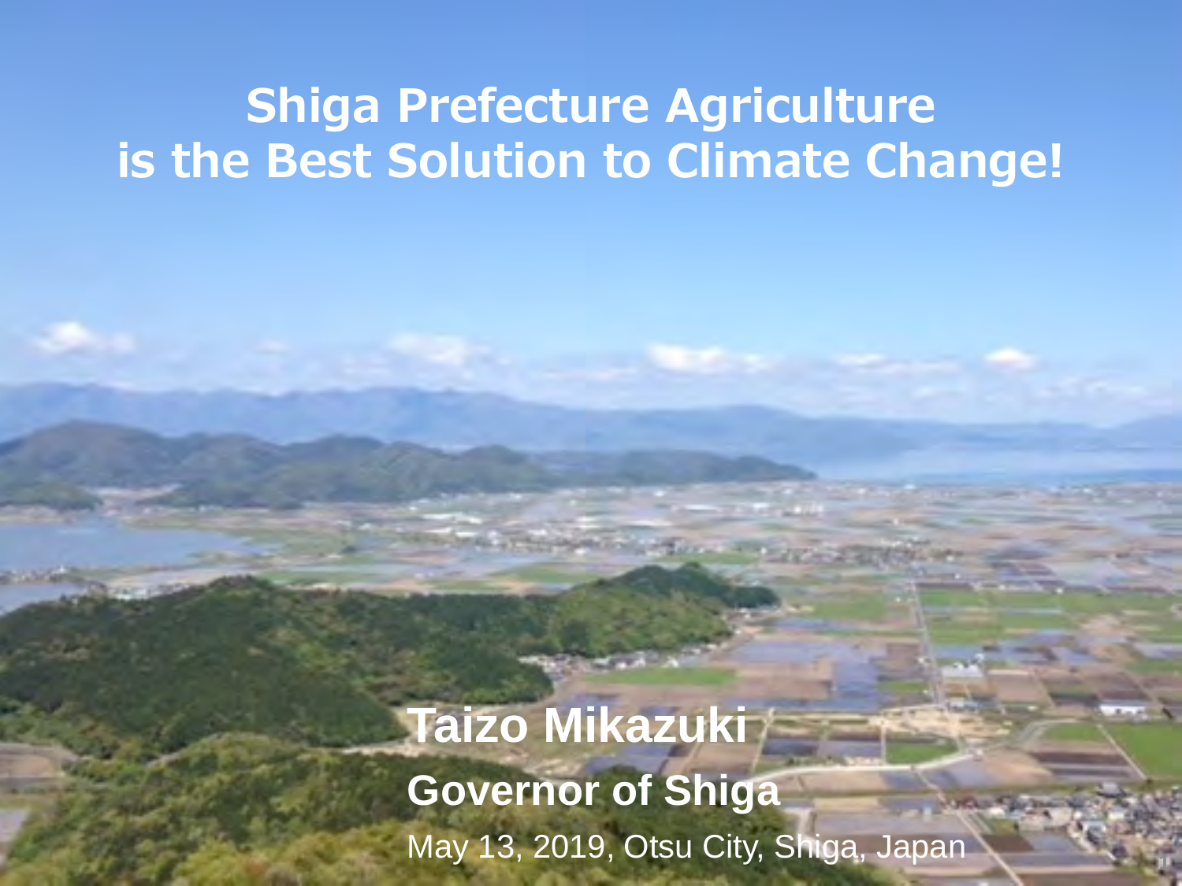# Shiga Prefecture Agriculture is the Best Solution to Climate Change!

**Taizo Mikazuki**

**Governor of Shiga**

May 13, 2019, Otsu City, Shiga, Japan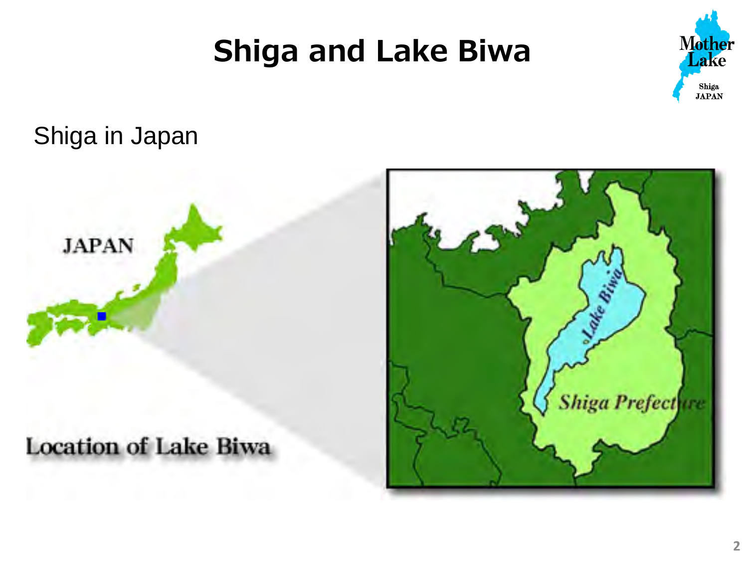# Shiga and Lake Biwa

Shiga in Japan

JAPAN

Location of Lake Biwa

Lake Biwa

Shiga Prefecture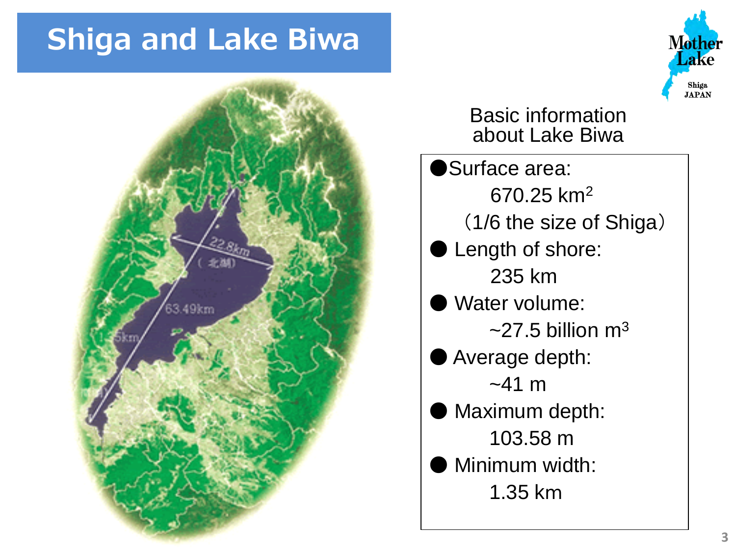# Shiga and Lake Biwa

Basic information about Lake Biwa

- Surface area: 670.25 $km^2$ (1/6 the size of Shiga)
- Length of shore: 235 km
- Water volume: ~27.5 billion $m^3$
- Average depth: ~41 m
- Maximum depth: 103.58 m
- Minimum width: 1.35 km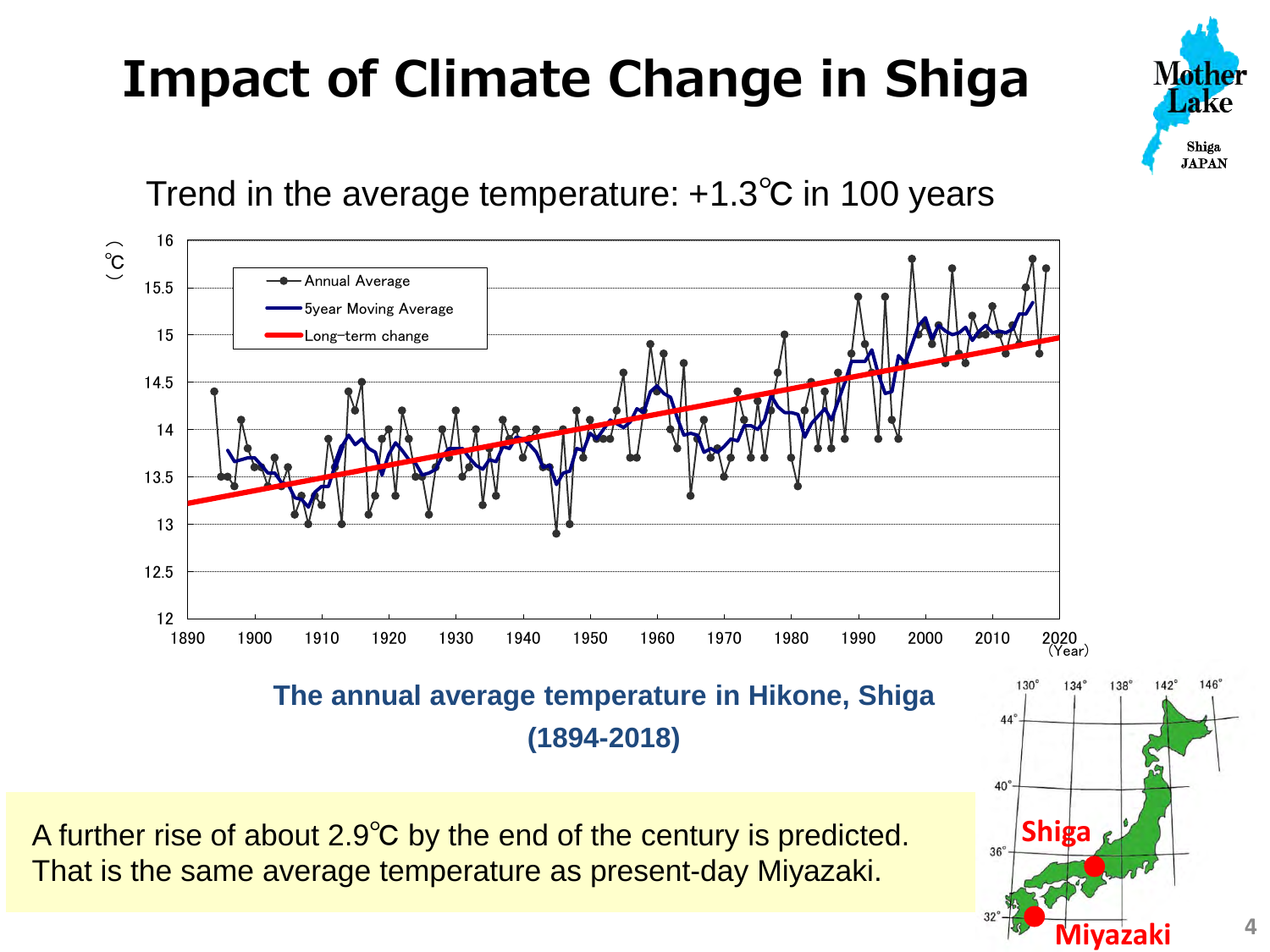# Impact of Climate Change in Shiga

Trend in the average temperature: +1.3℃ in 100 years

**The annual average temperature in Hikone, Shiga (1894-2018)**

A further rise of about 2.9℃ by the end of the century is predicted.
That is the same average temperature as present-day Miyazaki.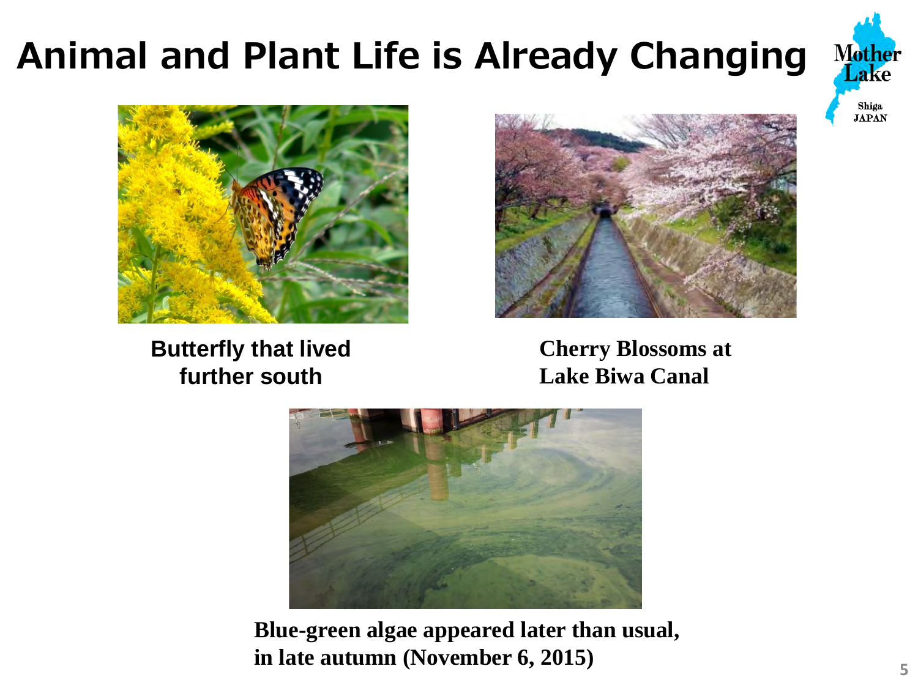# Animal and Plant Life is Already Changing

**Butterfly that lived further south**

**Cherry Blossoms at Lake Biwa Canal**

**Blue-green algae appeared later than usual, in late autumn (November 6, 2015)**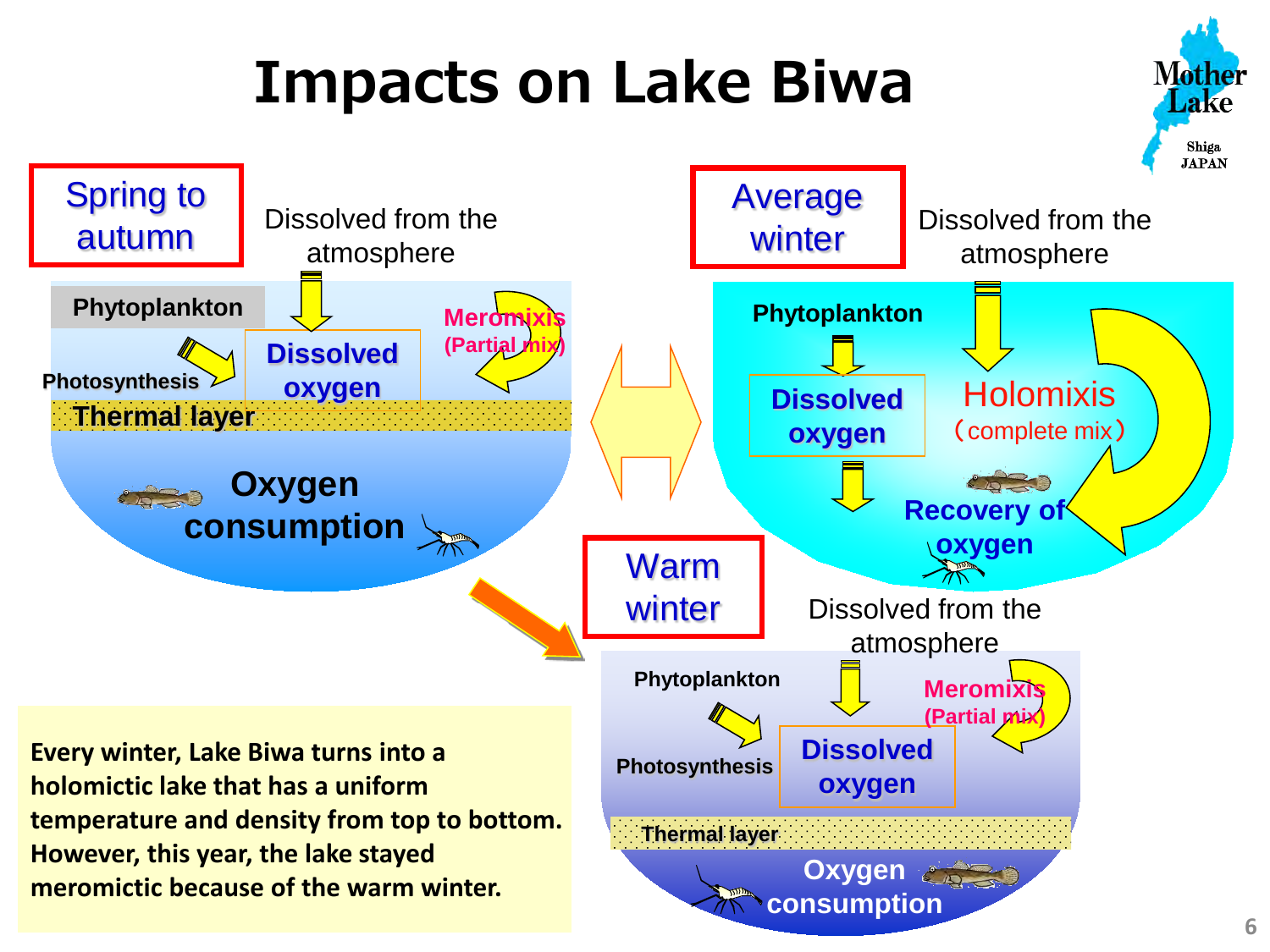# Impacts on Lake Biwa

## Spring to autumn

Dissolved from the atmosphere

Phytoplankton

Photosynthesis

Dissolved oxygen

Meromixis (Partial mix)

Thermal layer

Oxygen consumption

## Average winter

Dissolved from the atmosphere

Phytoplankton

Dissolved oxygen

Holomixis（complete mix）

Recovery of oxygen

## Warm winter

Dissolved from the atmosphere

Phytoplankton

Photosynthesis

Dissolved oxygen

Meromixis (Partial mix)

Thermal layer

Oxygen consumption

**Every winter, Lake Biwa turns into a holomictic lake that has a uniform temperature and density from top to bottom. However, this year, the lake stayed meromictic because of the warm winter.**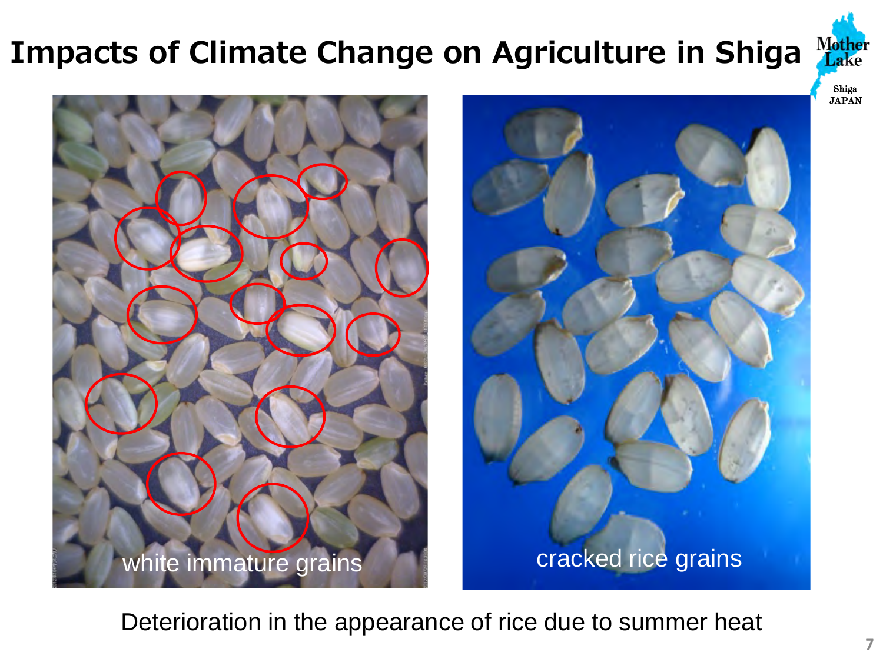# Impacts of Climate Change on Agriculture in Shiga

white immature grains

cracked rice grains

Deterioration in the appearance of rice due to summer heat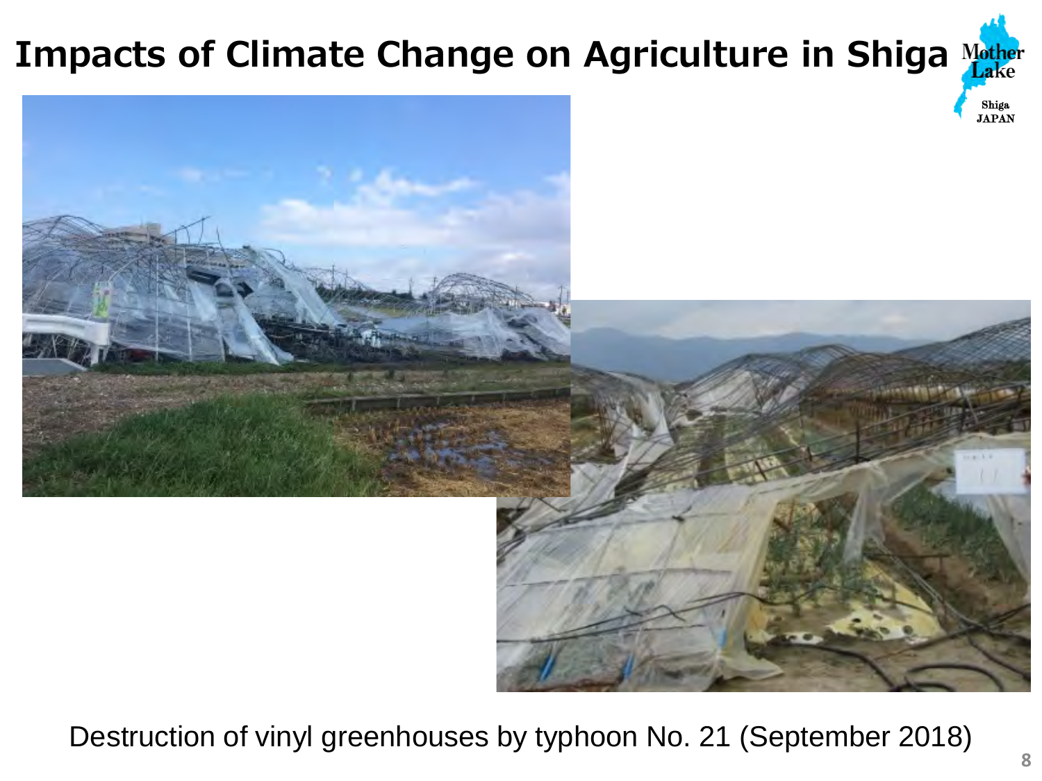# Impacts of Climate Change on Agriculture in Shiga

Destruction of vinyl greenhouses by typhoon No. 21 (September 2018)